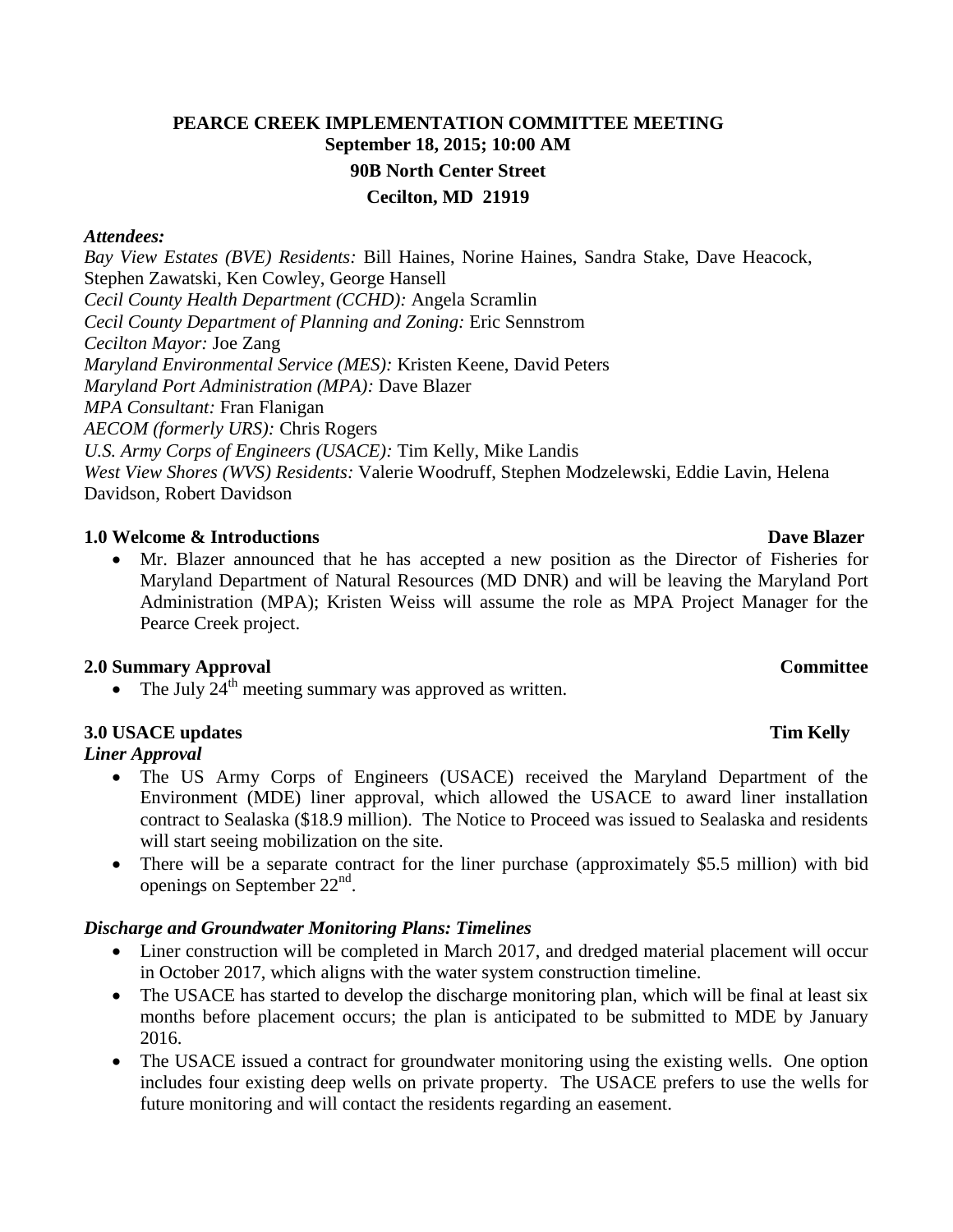# PEARCE CREEK IMPLEMENTATION COMMITTEE MEETING

**September 18, 2015; 10:00 AM**

**90B North Center Street**

**Cecilton, MD 21919**

***Attendees:***

*Bay View Estates (BVE) Residents:* Bill Haines, Norine Haines, Sandra Stake, Dave Heacock, Stephen Zawatski, Ken Cowley, George Hansell
*Cecil County Health Department (CCHD):* Angela Scramlin
*Cecil County Department of Planning and Zoning:* Eric Sennstrom
*Cecilton Mayor:* Joe Zang
*Maryland Environmental Service (MES):* Kristen Keene, David Peters
*Maryland Port Administration (MPA):* Dave Blazer
*MPA Consultant:* Fran Flanigan
*AECOM (formerly URS):* Chris Rogers
*U.S. Army Corps of Engineers (USACE):* Tim Kelly, Mike Landis
*West View Shores (WVS) Residents:* Valerie Woodruff, Stephen Modzelewski, Eddie Lavin, Helena Davidson, Robert Davidson

## 1.0 Welcome & Introductions — Dave Blazer

- Mr. Blazer announced that he has accepted a new position as the Director of Fisheries for Maryland Department of Natural Resources (MD DNR) and will be leaving the Maryland Port Administration (MPA); Kristen Weiss will assume the role as MPA Project Manager for the Pearce Creek project.

## 2.0 Summary Approval — Committee

- The July 24th meeting summary was approved as written.

## 3.0 USACE updates — Tim Kelly

### *Liner Approval*

- The US Army Corps of Engineers (USACE) received the Maryland Department of the Environment (MDE) liner approval, which allowed the USACE to award liner installation contract to Sealaska ($18.9 million). The Notice to Proceed was issued to Sealaska and residents will start seeing mobilization on the site.
- There will be a separate contract for the liner purchase (approximately $5.5 million) with bid openings on September 22nd.

### *Discharge and Groundwater Monitoring Plans: Timelines*

- Liner construction will be completed in March 2017, and dredged material placement will occur in October 2017, which aligns with the water system construction timeline.
- The USACE has started to develop the discharge monitoring plan, which will be final at least six months before placement occurs; the plan is anticipated to be submitted to MDE by January 2016.
- The USACE issued a contract for groundwater monitoring using the existing wells. One option includes four existing deep wells on private property. The USACE prefers to use the wells for future monitoring and will contact the residents regarding an easement.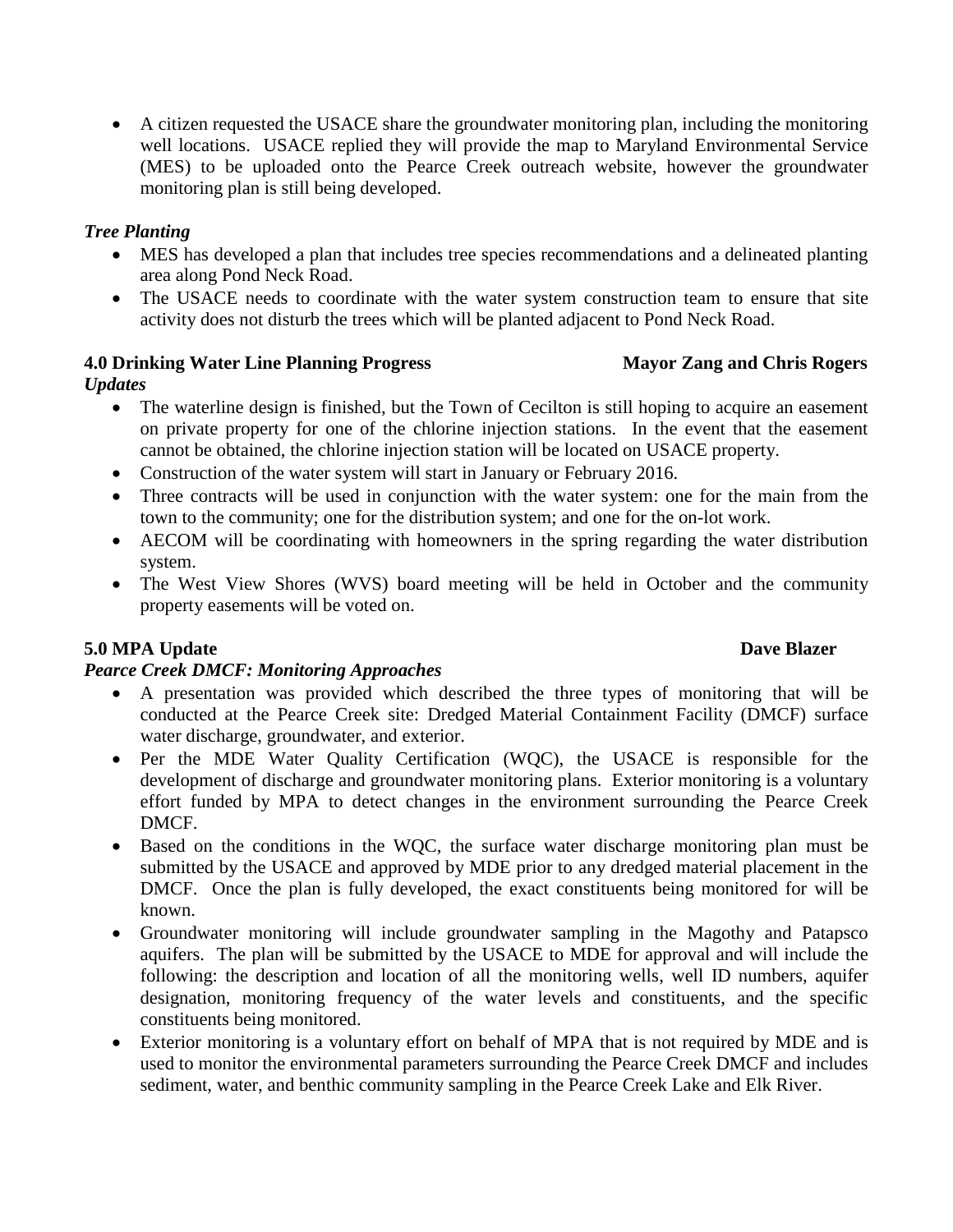- A citizen requested the USACE share the groundwater monitoring plan, including the monitoring well locations. USACE replied they will provide the map to Maryland Environmental Service (MES) to be uploaded onto the Pearce Creek outreach website, however the groundwater monitoring plan is still being developed.

### *Tree Planting*

- MES has developed a plan that includes tree species recommendations and a delineated planting area along Pond Neck Road.
- The USACE needs to coordinate with the water system construction team to ensure that site activity does not disturb the trees which will be planted adjacent to Pond Neck Road.

## 4.0 Drinking Water Line Planning Progress — Mayor Zang and Chris Rogers

### *Updates*

- The waterline design is finished, but the Town of Cecilton is still hoping to acquire an easement on private property for one of the chlorine injection stations. In the event that the easement cannot be obtained, the chlorine injection station will be located on USACE property.
- Construction of the water system will start in January or February 2016.
- Three contracts will be used in conjunction with the water system: one for the main from the town to the community; one for the distribution system; and one for the on-lot work.
- AECOM will be coordinating with homeowners in the spring regarding the water distribution system.
- The West View Shores (WVS) board meeting will be held in October and the community property easements will be voted on.

## 5.0 MPA Update — Dave Blazer

### *Pearce Creek DMCF: Monitoring Approaches*

- A presentation was provided which described the three types of monitoring that will be conducted at the Pearce Creek site: Dredged Material Containment Facility (DMCF) surface water discharge, groundwater, and exterior.
- Per the MDE Water Quality Certification (WQC), the USACE is responsible for the development of discharge and groundwater monitoring plans. Exterior monitoring is a voluntary effort funded by MPA to detect changes in the environment surrounding the Pearce Creek DMCF.
- Based on the conditions in the WQC, the surface water discharge monitoring plan must be submitted by the USACE and approved by MDE prior to any dredged material placement in the DMCF. Once the plan is fully developed, the exact constituents being monitored for will be known.
- Groundwater monitoring will include groundwater sampling in the Magothy and Patapsco aquifers. The plan will be submitted by the USACE to MDE for approval and will include the following: the description and location of all the monitoring wells, well ID numbers, aquifer designation, monitoring frequency of the water levels and constituents, and the specific constituents being monitored.
- Exterior monitoring is a voluntary effort on behalf of MPA that is not required by MDE and is used to monitor the environmental parameters surrounding the Pearce Creek DMCF and includes sediment, water, and benthic community sampling in the Pearce Creek Lake and Elk River.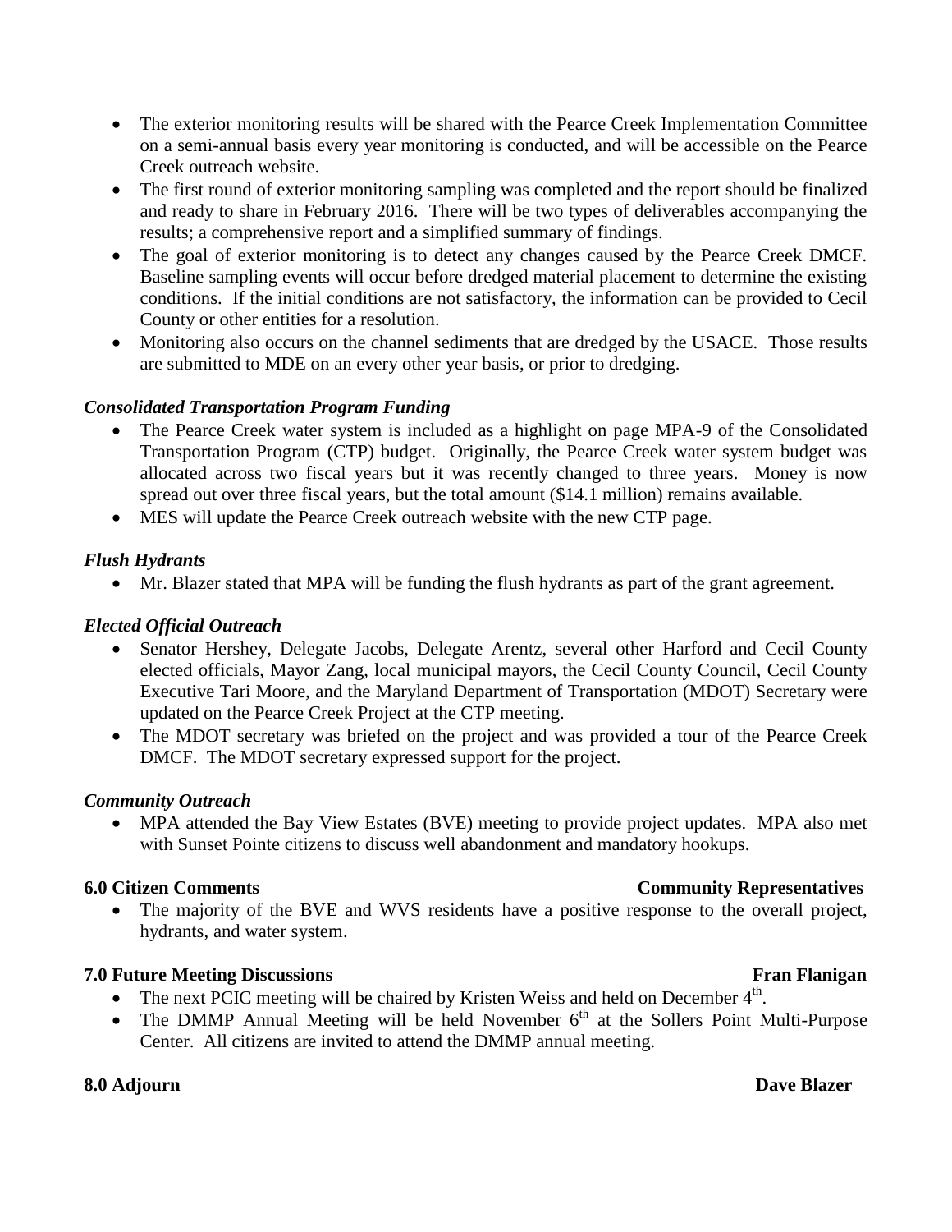- The exterior monitoring results will be shared with the Pearce Creek Implementation Committee on a semi-annual basis every year monitoring is conducted, and will be accessible on the Pearce Creek outreach website.
- The first round of exterior monitoring sampling was completed and the report should be finalized and ready to share in February 2016. There will be two types of deliverables accompanying the results; a comprehensive report and a simplified summary of findings.
- The goal of exterior monitoring is to detect any changes caused by the Pearce Creek DMCF. Baseline sampling events will occur before dredged material placement to determine the existing conditions. If the initial conditions are not satisfactory, the information can be provided to Cecil County or other entities for a resolution.
- Monitoring also occurs on the channel sediments that are dredged by the USACE. Those results are submitted to MDE on an every other year basis, or prior to dredging.

***Consolidated Transportation Program Funding***

- The Pearce Creek water system is included as a highlight on page MPA-9 of the Consolidated Transportation Program (CTP) budget. Originally, the Pearce Creek water system budget was allocated across two fiscal years but it was recently changed to three years. Money is now spread out over three fiscal years, but the total amount ($14.1 million) remains available.
- MES will update the Pearce Creek outreach website with the new CTP page.

***Flush Hydrants***

- Mr. Blazer stated that MPA will be funding the flush hydrants as part of the grant agreement.

***Elected Official Outreach***

- Senator Hershey, Delegate Jacobs, Delegate Arentz, several other Harford and Cecil County elected officials, Mayor Zang, local municipal mayors, the Cecil County Council, Cecil County Executive Tari Moore, and the Maryland Department of Transportation (MDOT) Secretary were updated on the Pearce Creek Project at the CTP meeting.
- The MDOT secretary was briefed on the project and was provided a tour of the Pearce Creek DMCF. The MDOT secretary expressed support for the project.

***Community Outreach***

- MPA attended the Bay View Estates (BVE) meeting to provide project updates. MPA also met with Sunset Pointe citizens to discuss well abandonment and mandatory hookups.

**6.0 Citizen Comments** **Community Representatives**

- The majority of the BVE and WVS residents have a positive response to the overall project, hydrants, and water system.

**7.0 Future Meeting Discussions** **Fran Flanigan**

- The next PCIC meeting will be chaired by Kristen Weiss and held on December 4th.
- The DMMP Annual Meeting will be held November 6th at the Sollers Point Multi-Purpose Center. All citizens are invited to attend the DMMP annual meeting.

**8.0 Adjourn** **Dave Blazer**